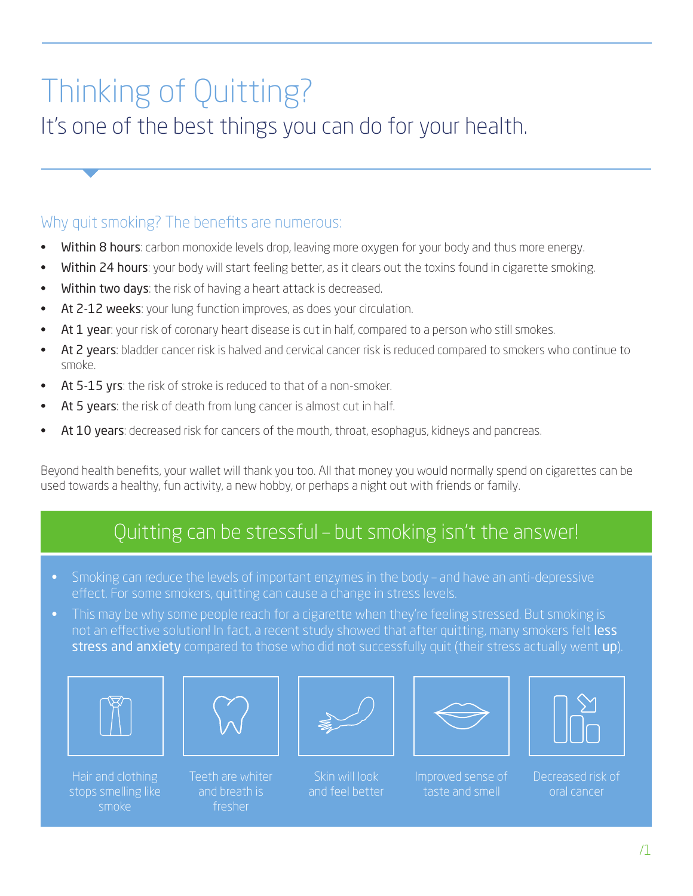# Thinking of Quitting?

## It's one of the best things you can do for your health.

### Why quit smoking? The benefits are numerous:

- **Within 8 hours**: carbon monoxide levels drop, leaving more oxygen for your body and thus more energy.
- **Within 24 hours**: your body will start feeling better, as it clears out the toxins found in cigarette smoking.
- **Within two days**: the risk of having a heart attack is decreased.
- **At 2-12 weeks**: your lung function improves, as does your circulation.
- **At 1 year**: your risk of coronary heart disease is cut in half, compared to a person who still smokes.
- **At 2 years**: bladder cancer risk is halved and cervical cancer risk is reduced compared to smokers who continue to smoke.
- **At 5-15 yrs**: the risk of stroke is reduced to that of a non-smoker.
- **At 5 years**: the risk of death from lung cancer is almost cut in half.
- **At 10 years**: decreased risk for cancers of the mouth, throat, esophagus, kidneys and pancreas.

Beyond health benefits, your wallet will thank you too. All that money you would normally spend on cigarettes can be used towards a healthy, fun activity, a new hobby, or perhaps a night out with friends or family.

## Quitting can be stressful – but smoking isn't the answer!

- Smoking can reduce the levels of important enzymes in the body – and have an anti-depressive effect. For some smokers, quitting can cause a change in stress levels.
- This may be why some people reach for a cigarette when they're feeling stressed. But smoking is not an effective solution! In fact, a recent study showed that after quitting, many smokers felt **less stress and anxiety** compared to those who did not successfully quit (their stress actually went **up**).

Hair and clothing stops smelling like smoke

Teeth are whiter and breath is fresher

Skin will look and feel better

Improved sense of taste and smell

Decreased risk of oral cancer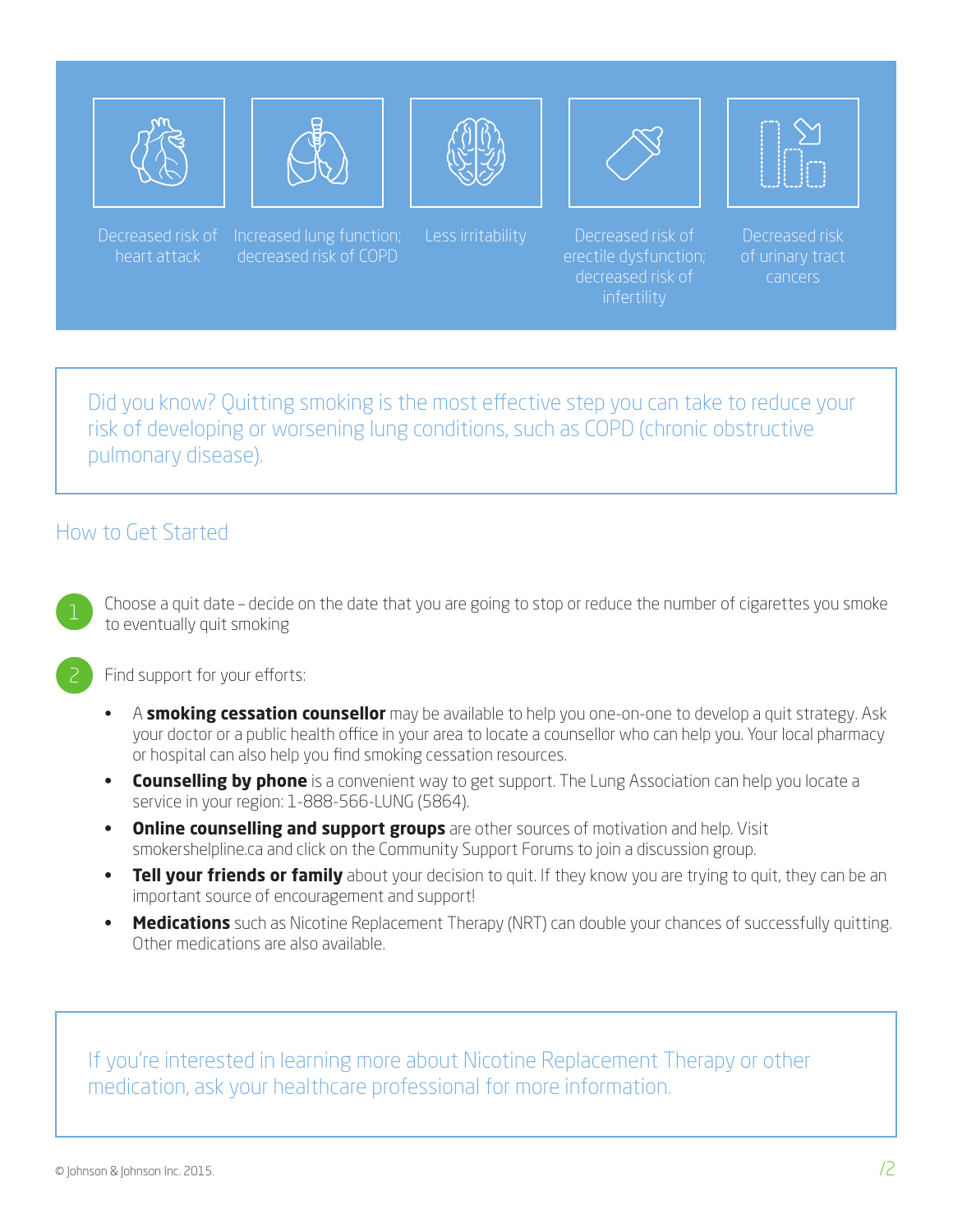Decreased risk of heart attack

Increased lung function; decreased risk of COPD

Less irritability

Decreased risk of erectile dysfunction; decreased risk of infertility

Decreased risk of urinary tract cancers

> Did you know? Quitting smoking is the most effective step you can take to reduce your risk of developing or worsening lung conditions, such as COPD (chronic obstructive pulmonary disease).

## How to Get Started

1. Choose a quit date – decide on the date that you are going to stop or reduce the number of cigarettes you smoke to eventually quit smoking

2. Find support for your efforts:

   - A **smoking cessation counsellor** may be available to help you one-on-one to develop a quit strategy. Ask your doctor or a public health office in your area to locate a counsellor who can help you. Your local pharmacy or hospital can also help you find smoking cessation resources.
   - **Counselling by phone** is a convenient way to get support. The Lung Association can help you locate a service in your region: 1-888-566-LUNG (5864).
   - **Online counselling and support groups** are other sources of motivation and help. Visit smokershelpline.ca and click on the Community Support Forums to join a discussion group.
   - **Tell your friends or family** about your decision to quit. If they know you are trying to quit, they can be an important source of encouragement and support!
   - **Medications** such as Nicotine Replacement Therapy (NRT) can double your chances of successfully quitting. Other medications are also available.

> If you're interested in learning more about Nicotine Replacement Therapy or other medication, ask your healthcare professional for more information.

© Johnson & Johnson Inc. 2015.